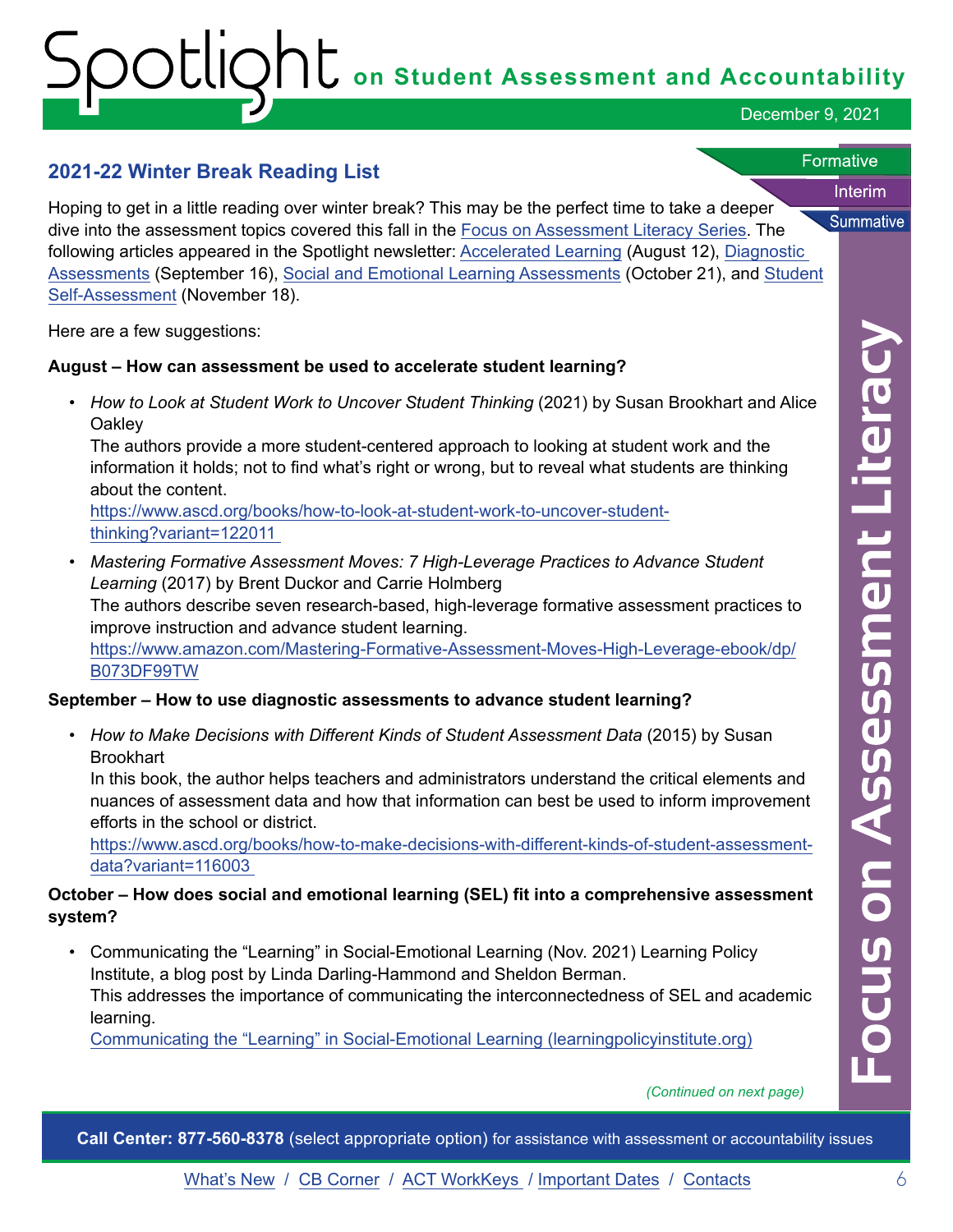## 2021-22 Winter Break Reading List

Hoping to get in a little reading over winter break? This may be the perfect time to take a deeper dive into the assessment topics covered this fall in the Focus on Assessment Literacy Series. The following articles appeared in the Spotlight newsletter: Accelerated Learning (August 12), Diagnostic Assessments (September 16), Social and Emotional Learning Assessments (October 21), and Student Self-Assessment (November 18).

Here are a few suggestions:

**August – How can assessment be used to accelerate student learning?**

- *How to Look at Student Work to Uncover Student Thinking* (2021) by Susan Brookhart and Alice Oakley
  The authors provide a more student-centered approach to looking at student work and the information it holds; not to find what's right or wrong, but to reveal what students are thinking about the content.
  https://www.ascd.org/books/how-to-look-at-student-work-to-uncover-student-thinking?variant=122011
- *Mastering Formative Assessment Moves: 7 High-Leverage Practices to Advance Student Learning* (2017) by Brent Duckor and Carrie Holmberg
  The authors describe seven research-based, high-leverage formative assessment practices to improve instruction and advance student learning.
  https://www.amazon.com/Mastering-Formative-Assessment-Moves-High-Leverage-ebook/dp/B073DF99TW

**September – How to use diagnostic assessments to advance student learning?**

- *How to Make Decisions with Different Kinds of Student Assessment Data* (2015) by Susan Brookhart
  In this book, the author helps teachers and administrators understand the critical elements and nuances of assessment data and how that information can best be used to inform improvement efforts in the school or district.
  https://www.ascd.org/books/how-to-make-decisions-with-different-kinds-of-student-assessment-data?variant=116003

**October – How does social and emotional learning (SEL) fit into a comprehensive assessment system?**

- Communicating the "Learning" in Social-Emotional Learning (Nov. 2021) Learning Policy Institute, a blog post by Linda Darling-Hammond and Sheldon Berman.
  This addresses the importance of communicating the interconnectedness of SEL and academic learning.
  Communicating the "Learning" in Social-Emotional Learning (learningpolicyinstitute.org)

*(Continued on next page)*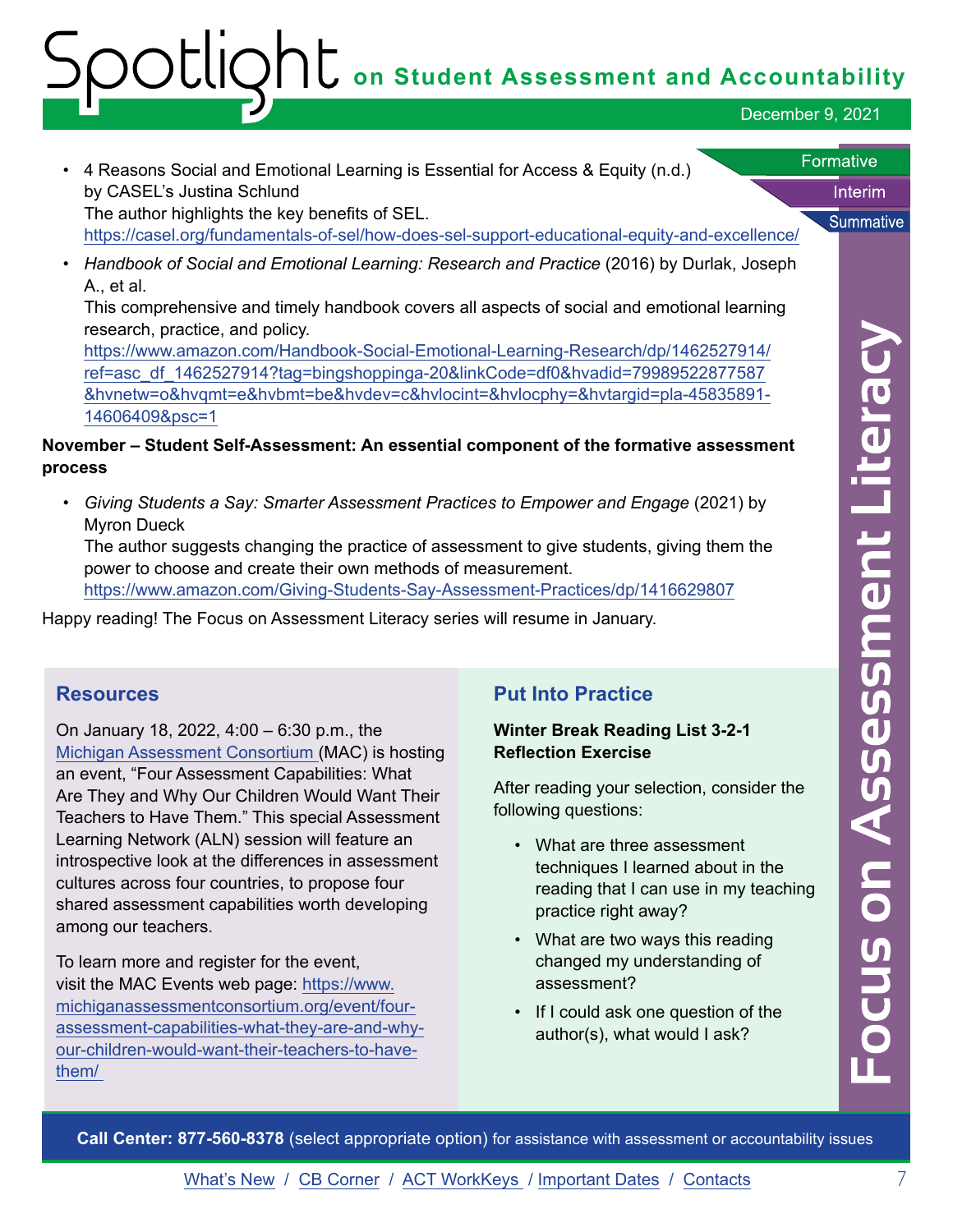- 4 Reasons Social and Emotional Learning is Essential for Access & Equity (n.d.) by CASEL's Justina Schlund
  The author highlights the key benefits of SEL.
  https://casel.org/fundamentals-of-sel/how-does-sel-support-educational-equity-and-excellence/
- *Handbook of Social and Emotional Learning: Research and Practice* (2016) by Durlak, Joseph A., et al.
  This comprehensive and timely handbook covers all aspects of social and emotional learning research, practice, and policy.
  https://www.amazon.com/Handbook-Social-Emotional-Learning-Research/dp/1462527914/ref=asc_df_1462527914?tag=bingshoppinga-20&linkCode=df0&hvadid=79989522877587&hvnetw=o&hvqmt=e&hvbmt=be&hvdev=c&hvlocint=&hvlocphy=&hvtargid=pla-45835891-14606409&psc=1

**November – Student Self-Assessment: An essential component of the formative assessment process**

- *Giving Students a Say: Smarter Assessment Practices to Empower and Engage* (2021) by Myron Dueck
  The author suggests changing the practice of assessment to give students, giving them the power to choose and create their own methods of measurement.
  https://www.amazon.com/Giving-Students-Say-Assessment-Practices/dp/1416629807

Happy reading! The Focus on Assessment Literacy series will resume in January.

## Resources

On January 18, 2022, 4:00 – 6:30 p.m., the Michigan Assessment Consortium (MAC) is hosting an event, "Four Assessment Capabilities: What Are They and Why Our Children Would Want Their Teachers to Have Them." This special Assessment Learning Network (ALN) session will feature an introspective look at the differences in assessment cultures across four countries, to propose four shared assessment capabilities worth developing among our teachers.

To learn more and register for the event, visit the MAC Events web page: https://www.michiganassessmentconsortium.org/event/four-assessment-capabilities-what-they-are-and-why-our-children-would-want-their-teachers-to-have-them/

## Put Into Practice

**Winter Break Reading List 3-2-1 Reflection Exercise**

After reading your selection, consider the following questions:

- What are three assessment techniques I learned about in the reading that I can use in my teaching practice right away?
- What are two ways this reading changed my understanding of assessment?
- If I could ask one question of the author(s), what would I ask?

**Call Center: 877-560-8378** (select appropriate option) for assistance with assessment or accountability issues